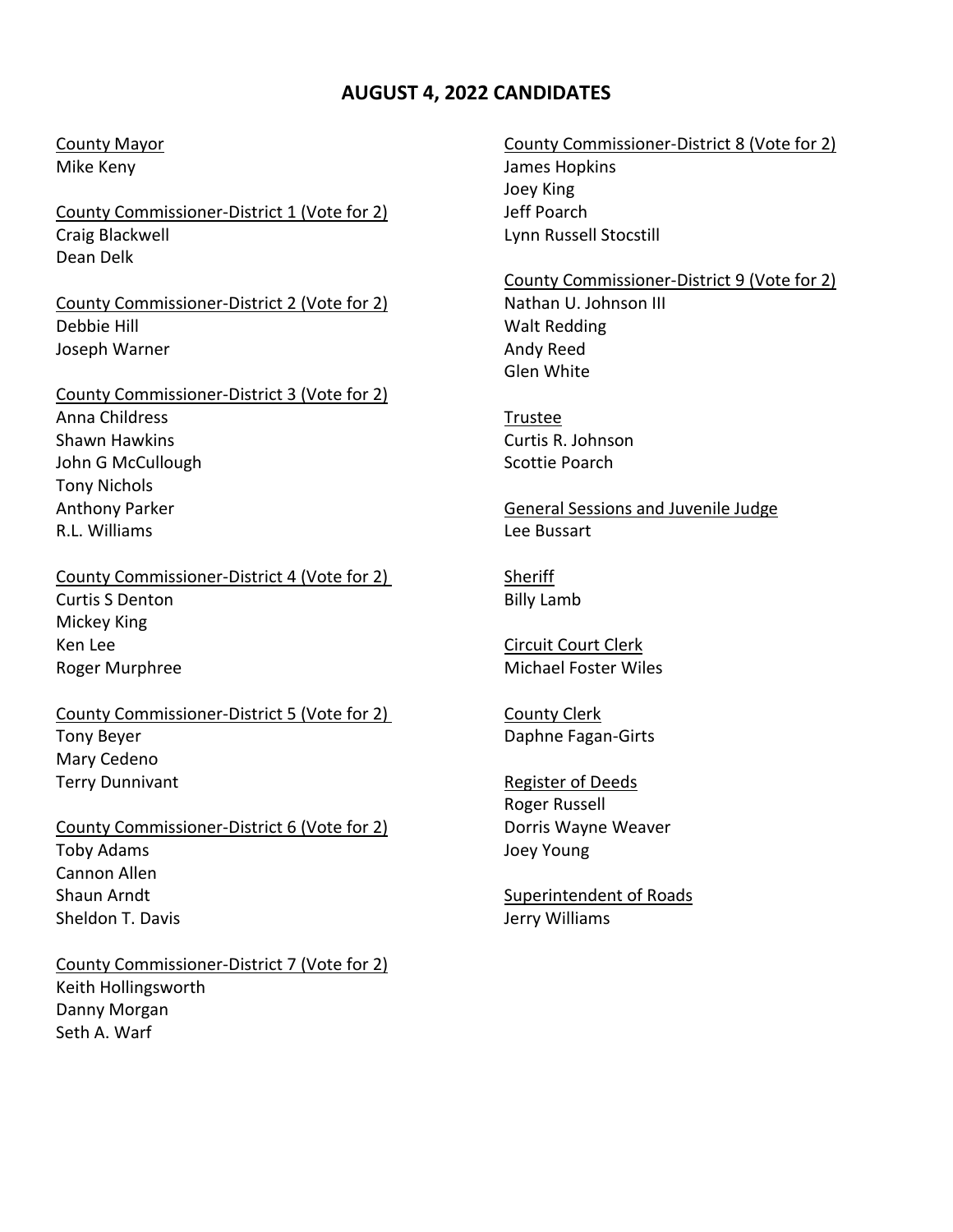# AUGUST 4, 2022 CANDIDATES

County Mayor
Mike Keny

County Commissioner-District 1 (Vote for 2)
Craig Blackwell
Dean Delk

County Commissioner-District 2 (Vote for 2)
Debbie Hill
Joseph Warner

County Commissioner-District 3 (Vote for 2)
Anna Childress
Shawn Hawkins
John G McCullough
Tony Nichols
Anthony Parker
R.L. Williams

County Commissioner-District 4 (Vote for 2)
Curtis S Denton
Mickey King
Ken Lee
Roger Murphree

County Commissioner-District 5 (Vote for 2)
Tony Beyer
Mary Cedeno
Terry Dunnivant

County Commissioner-District 6 (Vote for 2)
Toby Adams
Cannon Allen
Shaun Arndt
Sheldon T. Davis

County Commissioner-District 7 (Vote for 2)
Keith Hollingsworth
Danny Morgan
Seth A. Warf

County Commissioner-District 8 (Vote for 2)
James Hopkins
Joey King
Jeff Poarch
Lynn Russell Stocstill

County Commissioner-District 9 (Vote for 2)
Nathan U. Johnson III
Walt Redding
Andy Reed
Glen White

Trustee
Curtis R. Johnson
Scottie Poarch

General Sessions and Juvenile Judge
Lee Bussart

Sheriff
Billy Lamb

Circuit Court Clerk
Michael Foster Wiles

County Clerk
Daphne Fagan-Girts

Register of Deeds
Roger Russell
Dorris Wayne Weaver
Joey Young

Superintendent of Roads
Jerry Williams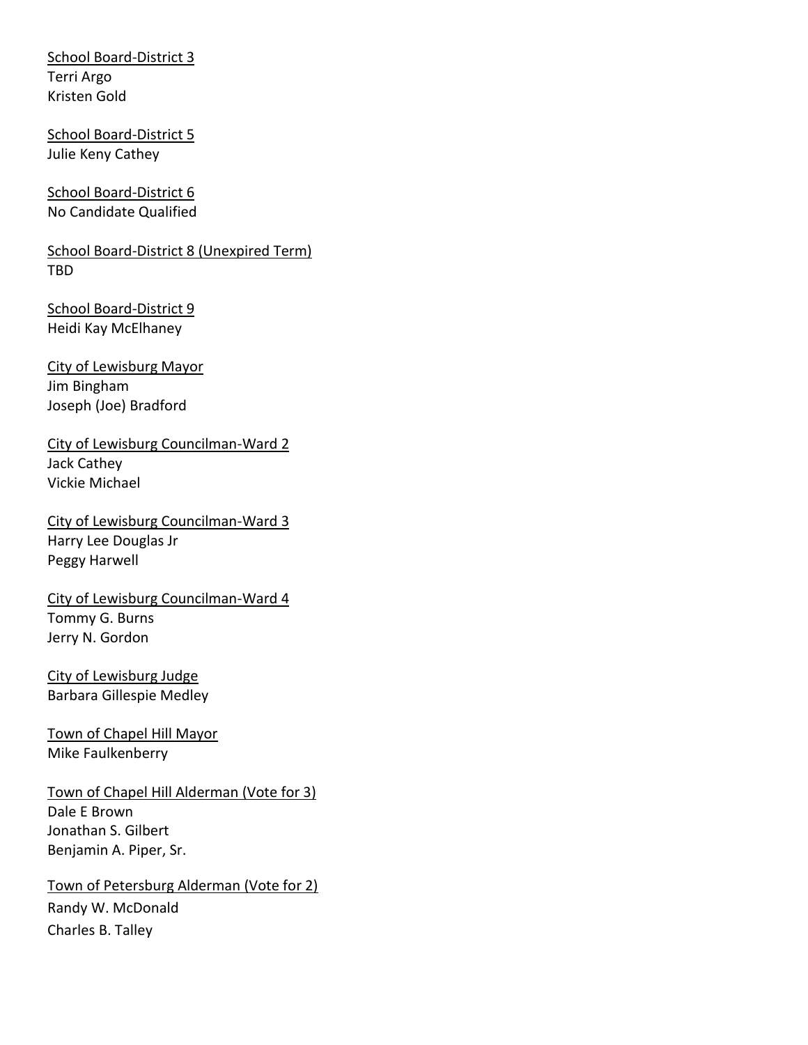<u>School Board-District 3</u>
Terri Argo
Kristen Gold

<u>School Board-District 5</u>
Julie Keny Cathey

<u>School Board-District 6</u>
No Candidate Qualified

<u>School Board-District 8 (Unexpired Term)</u>
TBD

<u>School Board-District 9</u>
Heidi Kay McElhaney

<u>City of Lewisburg Mayor</u>
Jim Bingham
Joseph (Joe) Bradford

<u>City of Lewisburg Councilman-Ward 2</u>
Jack Cathey
Vickie Michael

<u>City of Lewisburg Councilman-Ward 3</u>
Harry Lee Douglas Jr
Peggy Harwell

<u>City of Lewisburg Councilman-Ward 4</u>
Tommy G. Burns
Jerry N. Gordon

<u>City of Lewisburg Judge</u>
Barbara Gillespie Medley

<u>Town of Chapel Hill Mayor</u>
Mike Faulkenberry

<u>Town of Chapel Hill Alderman (Vote for 3)</u>
Dale E Brown
Jonathan S. Gilbert
Benjamin A. Piper, Sr.

<u>Town of Petersburg Alderman (Vote for 2)</u>
Randy W. McDonald
Charles B. Talley